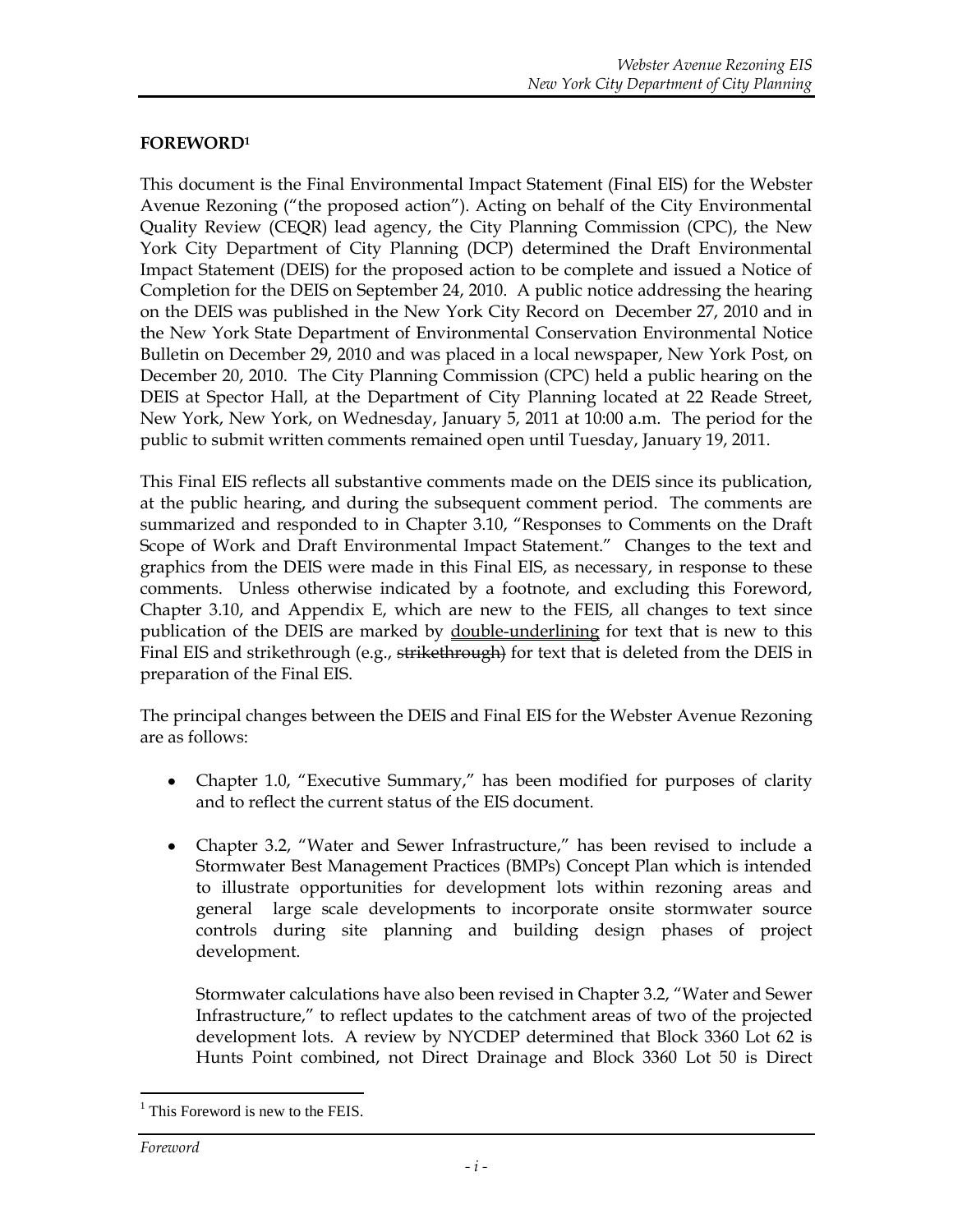## FOREWORD[1]

This document is the Final Environmental Impact Statement (Final EIS) for the Webster Avenue Rezoning ("the proposed action"). Acting on behalf of the City Environmental Quality Review (CEQR) lead agency, the City Planning Commission (CPC), the New York City Department of City Planning (DCP) determined the Draft Environmental Impact Statement (DEIS) for the proposed action to be complete and issued a Notice of Completion for the DEIS on September 24, 2010. A public notice addressing the hearing on the DEIS was published in the New York City Record on December 27, 2010 and in the New York State Department of Environmental Conservation Environmental Notice Bulletin on December 29, 2010 and was placed in a local newspaper, New York Post, on December 20, 2010. The City Planning Commission (CPC) held a public hearing on the DEIS at Spector Hall, at the Department of City Planning located at 22 Reade Street, New York, New York, on Wednesday, January 5, 2011 at 10:00 a.m. The period for the public to submit written comments remained open until Tuesday, January 19, 2011.

This Final EIS reflects all substantive comments made on the DEIS since its publication, at the public hearing, and during the subsequent comment period. The comments are summarized and responded to in Chapter 3.10, "Responses to Comments on the Draft Scope of Work and Draft Environmental Impact Statement." Changes to the text and graphics from the DEIS were made in this Final EIS, as necessary, in response to these comments. Unless otherwise indicated by a footnote, and excluding this Foreword, Chapter 3.10, and Appendix E, which are new to the FEIS, all changes to text since publication of the DEIS are marked by double-underlining for text that is new to this Final EIS and strikethrough (e.g., ~~strikethrough)~~ for text that is deleted from the DEIS in preparation of the Final EIS.

The principal changes between the DEIS and Final EIS for the Webster Avenue Rezoning are as follows:

- Chapter 1.0, "Executive Summary," has been modified for purposes of clarity and to reflect the current status of the EIS document.
- Chapter 3.2, "Water and Sewer Infrastructure," has been revised to include a Stormwater Best Management Practices (BMPs) Concept Plan which is intended to illustrate opportunities for development lots within rezoning areas and general large scale developments to incorporate onsite stormwater source controls during site planning and building design phases of project development.

  Stormwater calculations have also been revised in Chapter 3.2, "Water and Sewer Infrastructure," to reflect updates to the catchment areas of two of the projected development lots. A review by NYCDEP determined that Block 3360 Lot 62 is Hunts Point combined, not Direct Drainage and Block 3360 Lot 50 is Direct

[1] This Foreword is new to the FEIS.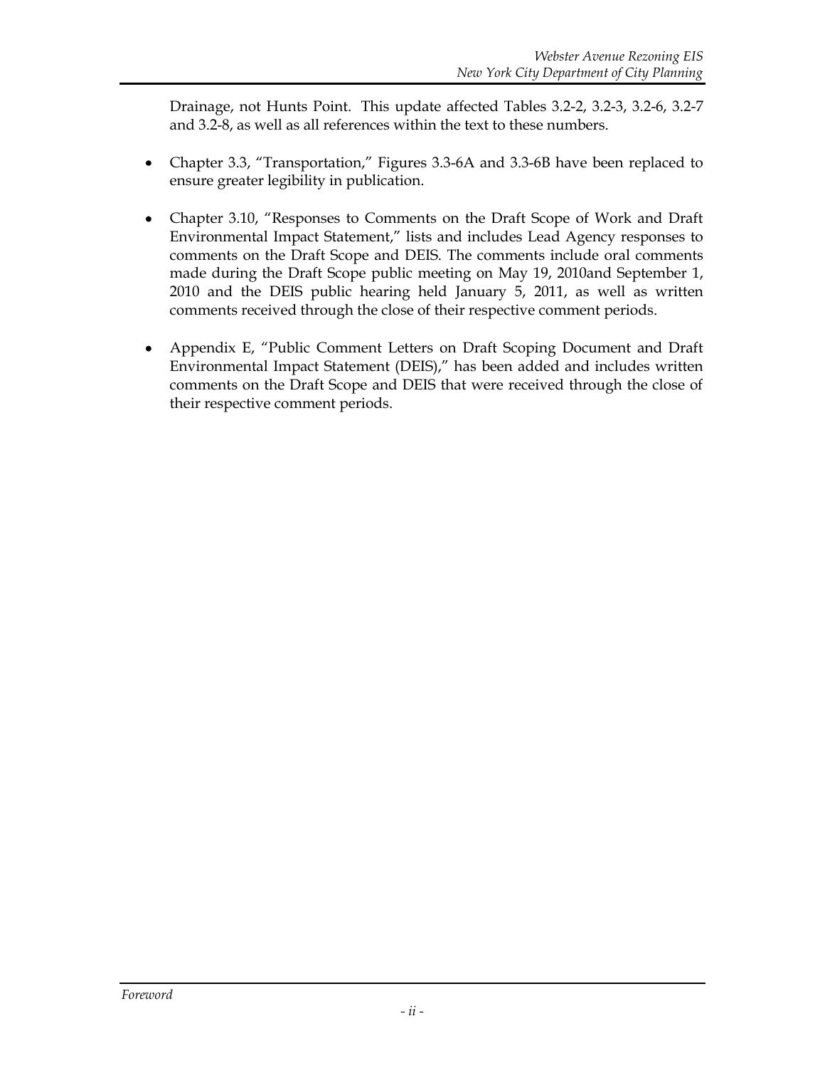Drainage, not Hunts Point. This update affected Tables 3.2-2, 3.2-3, 3.2-6, 3.2-7 and 3.2-8, as well as all references within the text to these numbers.

- Chapter 3.3, "Transportation," Figures 3.3-6A and 3.3-6B have been replaced to ensure greater legibility in publication.

- Chapter 3.10, "Responses to Comments on the Draft Scope of Work and Draft Environmental Impact Statement," lists and includes Lead Agency responses to comments on the Draft Scope and DEIS. The comments include oral comments made during the Draft Scope public meeting on May 19, 2010and September 1, 2010 and the DEIS public hearing held January 5, 2011, as well as written comments received through the close of their respective comment periods.

- Appendix E, "Public Comment Letters on Draft Scoping Document and Draft Environmental Impact Statement (DEIS)," has been added and includes written comments on the Draft Scope and DEIS that were received through the close of their respective comment periods.